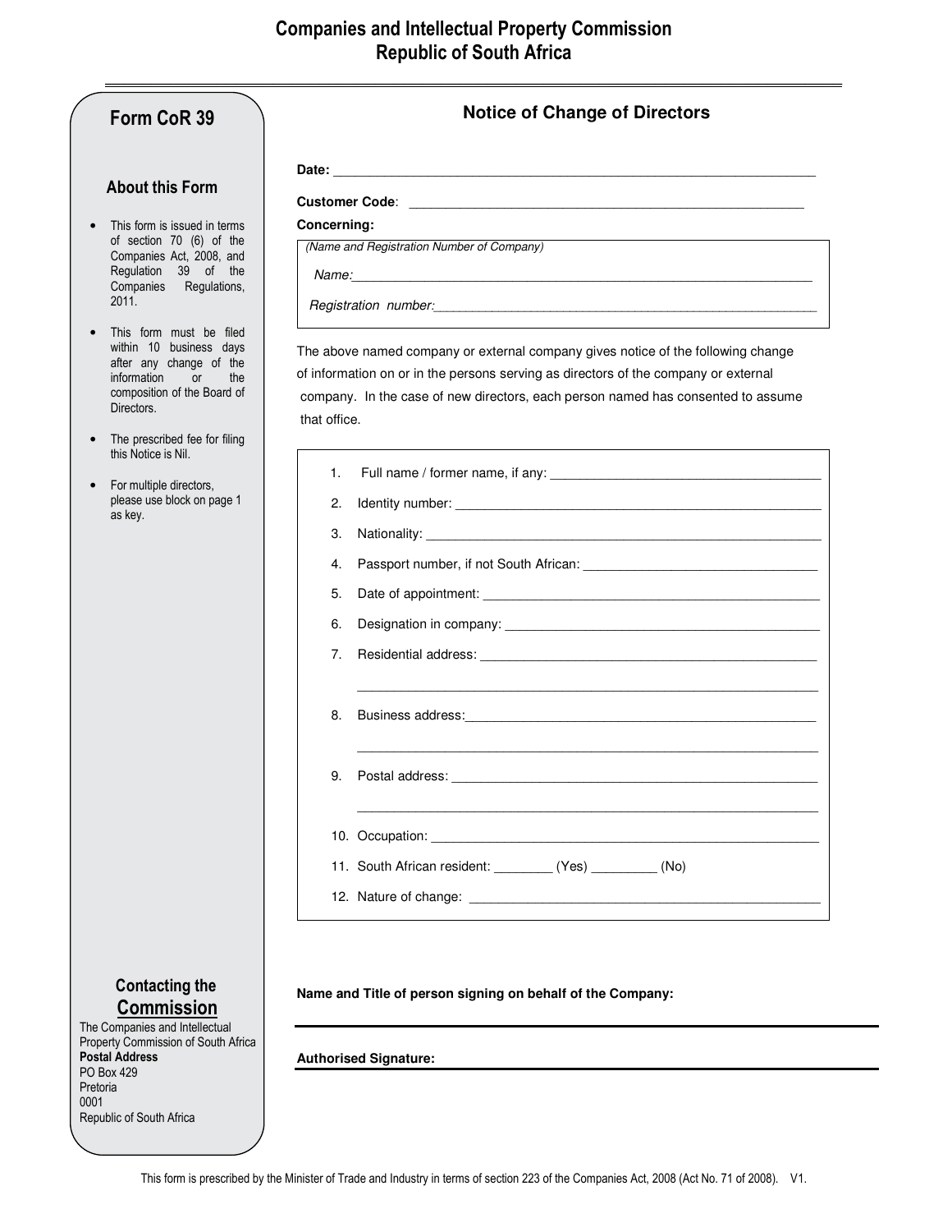# Companies and Intellectual Property Commission
# Republic of South Africa

## Form CoR 39

### About this Form

- This form is issued in terms of section 70 (6) of the Companies Act, 2008, and Regulation 39 of the Companies Regulations, 2011.
- This form must be filed within 10 business days after any change of the information or the composition of the Board of Directors.
- The prescribed fee for filing this Notice is Nil.
- For multiple directors, please use block on page 1 as key.

### Contacting the Commission

The Companies and Intellectual Property Commission of South Africa
**Postal Address**
PO Box 429
Pretoria
0001
Republic of South Africa

## Notice of Change of Directors

**Date:** ______________________________

**Customer Code**: ______________________________

**Concerning:**

*(Name and Registration Number of Company)*

*Name:*______________________________

*Registration number:*______________________________

The above named company or external company gives notice of the following change of information on or in the persons serving as directors of the company or external company. In the case of new directors, each person named has consented to assume that office.

1. Full name / former name, if any: ______________________________
2. Identity number: ______________________________
3. Nationality: ______________________________
4. Passport number, if not South African: ______________________________
5. Date of appointment: ______________________________
6. Designation in company: ______________________________
7. Residential address: ______________________________
   ______________________________
8. Business address: ______________________________
   ______________________________
9. Postal address: ______________________________
   ______________________________
10. Occupation: ______________________________
11. South African resident: ________ (Yes) _________ (No)
12. Nature of change: ______________________________

**Name and Title of person signing on behalf of the Company:**

______________________________

**Authorised Signature:**

______________________________

This form is prescribed by the Minister of Trade and Industry in terms of section 223 of the Companies Act, 2008 (Act No. 71 of 2008). V1.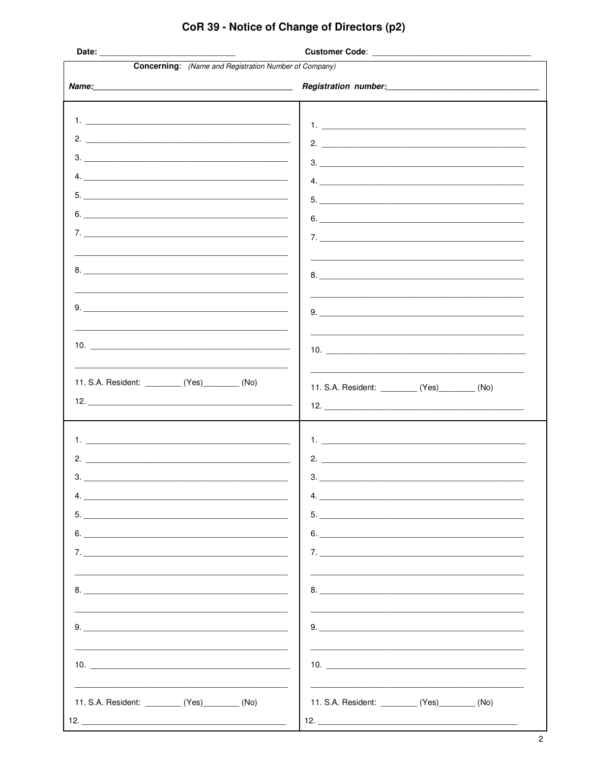# CoR 39 - Notice of Change of Directors (p2)

**Date:** ______________________________ **Customer Code**: ___________________________________

**Concerning**: *(Name and Registration Number of Company)*

***Name:*** _____________________________________________ ***Registration number:*** _________________________________

| | |
|---|---|
| 1. ______________________________________________<br>2. ______________________________________________<br>3. ______________________________________________<br>4. ______________________________________________<br>5. ______________________________________________<br>6. ______________________________________________<br>7. ______________________________________________<br>______________________________________________<br>8. ______________________________________________<br>______________________________________________<br>9. ______________________________________________<br>______________________________________________<br>10. ______________________________________________<br>______________________________________________<br>11. S.A. Resident: ________ (Yes)________ (No)<br>12. ______________________________________________ | 1. ______________________________________________<br>2. ______________________________________________<br>3. ______________________________________________<br>4. ______________________________________________<br>5. ______________________________________________<br>6. ______________________________________________<br>7. ______________________________________________<br>______________________________________________<br>8. ______________________________________________<br>______________________________________________<br>9. ______________________________________________<br>______________________________________________<br>10. ______________________________________________<br>______________________________________________<br>11. S.A. Resident: ________ (Yes)________ (No)<br>12. ______________________________________________ |
| 1. ______________________________________________<br>2. ______________________________________________<br>3. ______________________________________________<br>4. ______________________________________________<br>5. ______________________________________________<br>6. ______________________________________________<br>7. ______________________________________________<br>______________________________________________<br>8. ______________________________________________<br>______________________________________________<br>9. ______________________________________________<br>______________________________________________<br>10. ______________________________________________<br>______________________________________________<br>11. S.A. Resident: ________ (Yes)________ (No)<br>12. ______________________________________________ | 1. ______________________________________________<br>2. ______________________________________________<br>3. ______________________________________________<br>4. ______________________________________________<br>5. ______________________________________________<br>6. ______________________________________________<br>7. ______________________________________________<br>______________________________________________<br>8. ______________________________________________<br>______________________________________________<br>9. ______________________________________________<br>______________________________________________<br>10. ______________________________________________<br>______________________________________________<br>11. S.A. Resident: ________ (Yes)________ (No)<br>12. ______________________________________________ |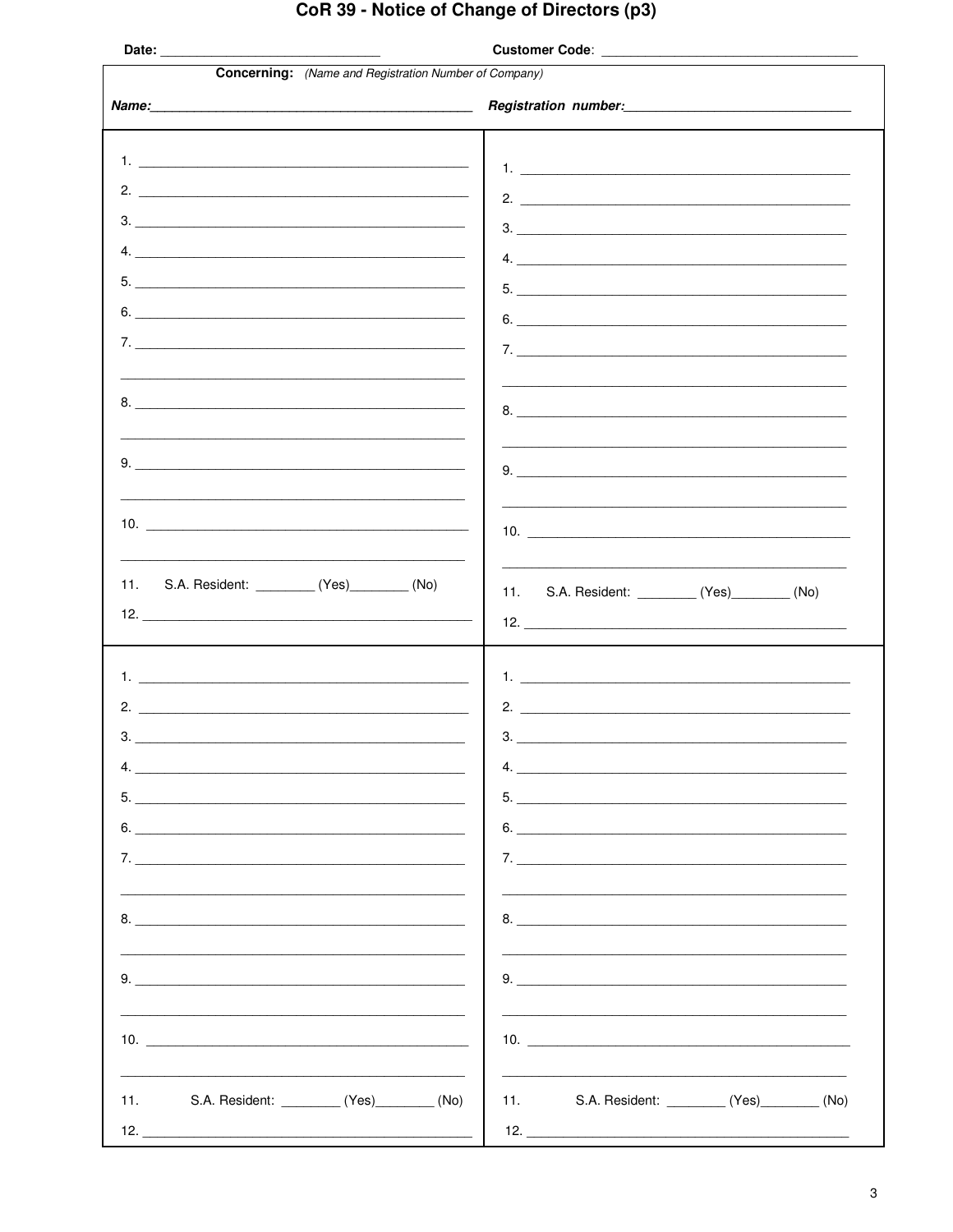# CoR 39 - Notice of Change of Directors (p3)

**Date:** ______________________________ **Customer Code**: ___________________________________

**Concerning:** *(Name and Registration Number of Company)*

***Name:*** _____________________________________________ ***Registration number:*** _______________________________

| | |
|---|---|
| 1. ______________________________ | 1. ______________________________ |
| 2. ______________________________ | 2. ______________________________ |
| 3. ______________________________ | 3. ______________________________ |
| 4. ______________________________ | 4. ______________________________ |
| 5. ______________________________ | 5. ______________________________ |
| 6. ______________________________ | 6. ______________________________ |
| 7. ______________________________ ______________________________ | 7. ______________________________ ______________________________ |
| 8. ______________________________ ______________________________ | 8. ______________________________ ______________________________ |
| 9. ______________________________ ______________________________ | 9. ______________________________ ______________________________ |
| 10. ______________________________ ______________________________ | 10. ______________________________ ______________________________ |
| 11. S.A. Resident: ________ (Yes)________ (No) | 11. S.A. Resident: ________ (Yes)________ (No) |
| 12. ______________________________ | 12. ______________________________ |
| 1. ______________________________ | 1. ______________________________ |
| 2. ______________________________ | 2. ______________________________ |
| 3. ______________________________ | 3. ______________________________ |
| 4. ______________________________ | 4. ______________________________ |
| 5. ______________________________ | 5. ______________________________ |
| 6. ______________________________ | 6. ______________________________ |
| 7. ______________________________ ______________________________ | 7. ______________________________ ______________________________ |
| 8. ______________________________ ______________________________ | 8. ______________________________ ______________________________ |
| 9. ______________________________ ______________________________ | 9. ______________________________ ______________________________ |
| 10. ______________________________ ______________________________ | 10. ______________________________ ______________________________ |
| 11. S.A. Resident: ________ (Yes)________ (No) | 11. S.A. Resident: ________ (Yes)________ (No) |
| 12. ______________________________ | 12. ______________________________ |